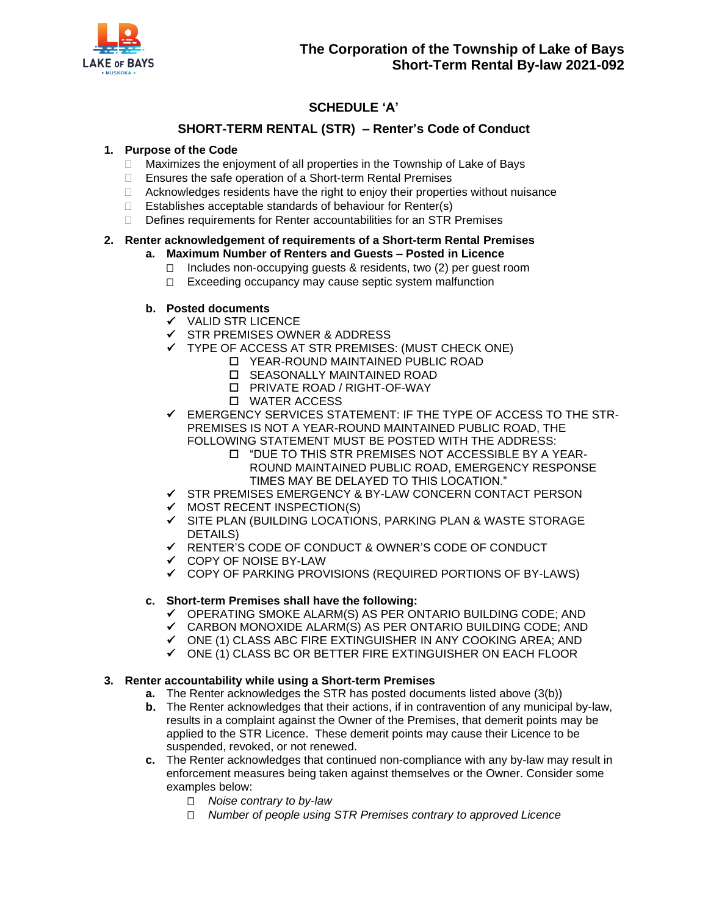# The Corporation of the Township of Lake of Bays
# Short-Term Rental By-law 2021-092

## SCHEDULE 'A'

## SHORT-TERM RENTAL (STR) – Renter's Code of Conduct

**1. Purpose of the Code**

- Maximizes the enjoyment of all properties in the Township of Lake of Bays
- Ensures the safe operation of a Short-term Rental Premises
- Acknowledges residents have the right to enjoy their properties without nuisance
- Establishes acceptable standards of behaviour for Renter(s)
- Defines requirements for Renter accountabilities for an STR Premises

**2. Renter acknowledgement of requirements of a Short-term Rental Premises**

**a. Maximum Number of Renters and Guests – Posted in Licence**

- Includes non-occupying guests & residents, two (2) per guest room
- Exceeding occupancy may cause septic system malfunction

**b. Posted documents**

- ✓ VALID STR LICENCE
- ✓ STR PREMISES OWNER & ADDRESS
- ✓ TYPE OF ACCESS AT STR PREMISES: (MUST CHECK ONE)
  - ☐ YEAR-ROUND MAINTAINED PUBLIC ROAD
  - ☐ SEASONALLY MAINTAINED ROAD
  - ☐ PRIVATE ROAD / RIGHT-OF-WAY
  - ☐ WATER ACCESS
- ✓ EMERGENCY SERVICES STATEMENT: IF THE TYPE OF ACCESS TO THE STR-PREMISES IS NOT A YEAR-ROUND MAINTAINED PUBLIC ROAD, THE FOLLOWING STATEMENT MUST BE POSTED WITH THE ADDRESS:
  - ☐ "DUE TO THIS STR PREMISES NOT ACCESSIBLE BY A YEAR-ROUND MAINTAINED PUBLIC ROAD, EMERGENCY RESPONSE TIMES MAY BE DELAYED TO THIS LOCATION."
- ✓ STR PREMISES EMERGENCY & BY-LAW CONCERN CONTACT PERSON
- ✓ MOST RECENT INSPECTION(S)
- ✓ SITE PLAN (BUILDING LOCATIONS, PARKING PLAN & WASTE STORAGE DETAILS)
- ✓ RENTER'S CODE OF CONDUCT & OWNER'S CODE OF CONDUCT
- ✓ COPY OF NOISE BY-LAW
- ✓ COPY OF PARKING PROVISIONS (REQUIRED PORTIONS OF BY-LAWS)

**c. Short-term Premises shall have the following:**

- ✓ OPERATING SMOKE ALARM(S) AS PER ONTARIO BUILDING CODE; AND
- ✓ CARBON MONOXIDE ALARM(S) AS PER ONTARIO BUILDING CODE; AND
- ✓ ONE (1) CLASS ABC FIRE EXTINGUISHER IN ANY COOKING AREA; AND
- ✓ ONE (1) CLASS BC OR BETTER FIRE EXTINGUISHER ON EACH FLOOR

**3. Renter accountability while using a Short-term Premises**

**a.** The Renter acknowledges the STR has posted documents listed above (3(b))

**b.** The Renter acknowledges that their actions, if in contravention of any municipal by-law, results in a complaint against the Owner of the Premises, that demerit points may be applied to the STR Licence. These demerit points may cause their Licence to be suspended, revoked, or not renewed.

**c.** The Renter acknowledges that continued non-compliance with any by-law may result in enforcement measures being taken against themselves or the Owner. Consider some examples below:

- *Noise contrary to by-law*
- *Number of people using STR Premises contrary to approved Licence*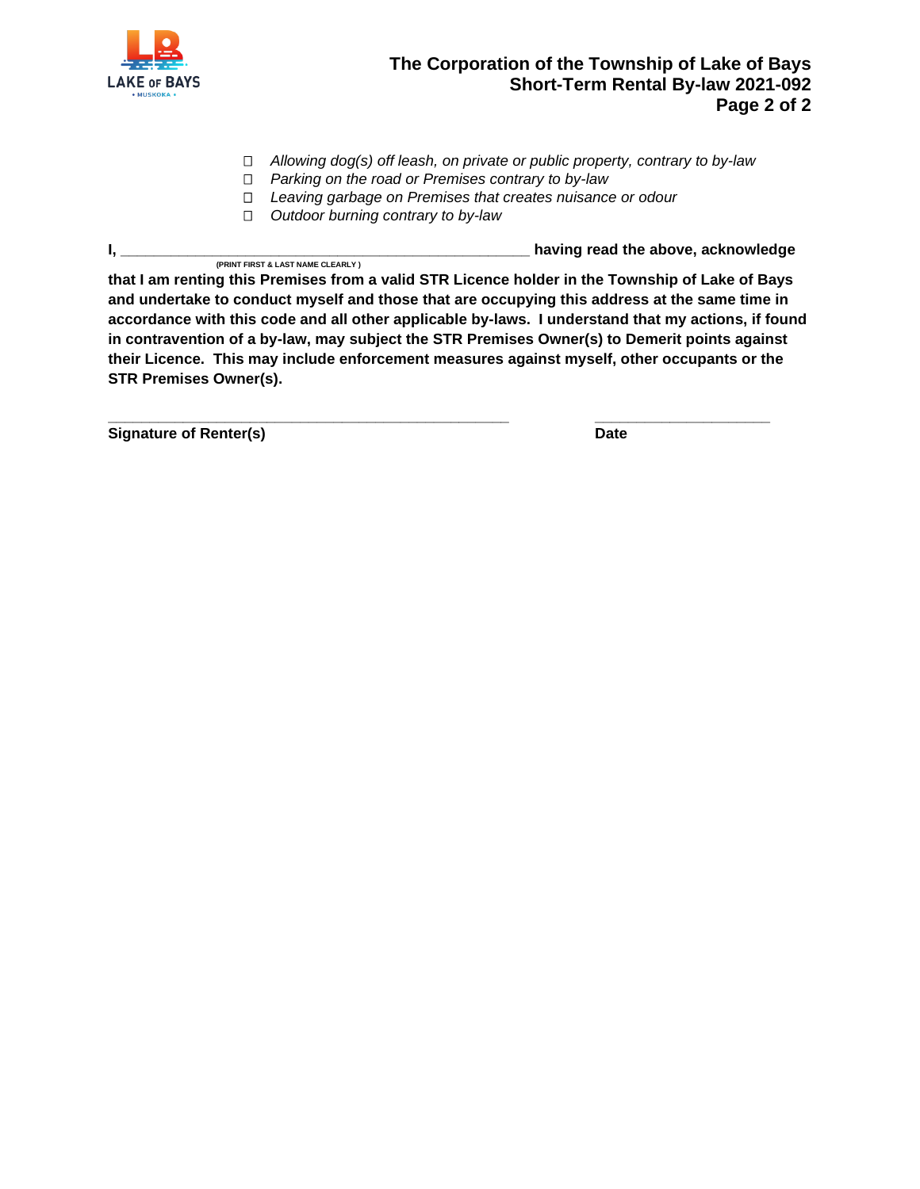- ☐ *Allowing dog(s) off leash, on private or public property, contrary to by-law*
- ☐ *Parking on the road or Premises contrary to by-law*
- ☐ *Leaving garbage on Premises that creates nuisance or odour*
- ☐ *Outdoor burning contrary to by-law*

**I, _______________________________________________ having read the above, acknowledge**
(PRINT FIRST & LAST NAME CLEARLY )
**that I am renting this Premises from a valid STR Licence holder in the Township of Lake of Bays and undertake to conduct myself and those that are occupying this address at the same time in accordance with this code and all other applicable by-laws. I understand that my actions, if found in contravention of a by-law, may subject the STR Premises Owner(s) to Demerit points against their Licence. This may include enforcement measures against myself, other occupants or the STR Premises Owner(s).**

_______________________________________________ ____________________
**Signature of Renter(s)** **Date**